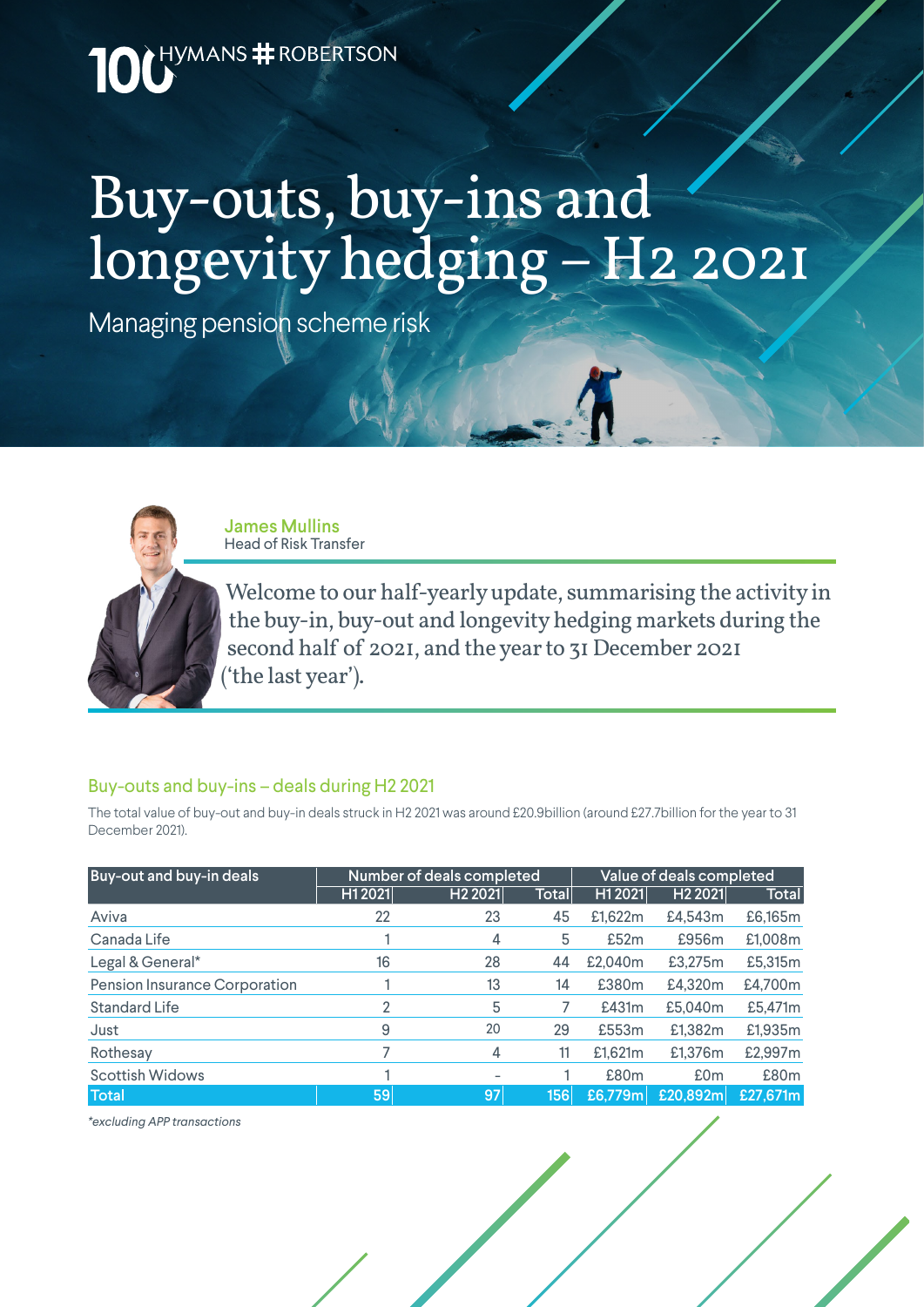HYMANS # ROBERTSON

# Buy-outs, buy-ins and longevity hedging – H2 2021

Managing pension scheme risk

**James Mullins**
Head of Risk Transfer

Welcome to our half-yearly update, summarising the activity in the buy-in, buy-out and longevity hedging markets during the second half of 2021, and the year to 31 December 2021 ('the last year').

## Buy-outs and buy-ins – deals during H2 2021

The total value of buy-out and buy-in deals struck in H2 2021 was around £20.9billion (around £27.7billion for the year to 31 December 2021).

| Buy-out and buy-in deals | Number of deals completed | | | Value of deals completed | | |
|---|---|---|---|---|---|---|
| | H1 2021 | H2 2021 | Total | H1 2021 | H2 2021 | Total |
| Aviva | 22 | 23 | 45 | £1,622m | £4,543m | £6,165m |
| Canada Life | 1 | 4 | 5 | £52m | £956m | £1,008m |
| Legal & General* | 16 | 28 | 44 | £2,040m | £3,275m | £5,315m |
| Pension Insurance Corporation | 1 | 13 | 14 | £380m | £4,320m | £4,700m |
| Standard Life | 2 | 5 | 7 | £431m | £5,040m | £5,471m |
| Just | 9 | 20 | 29 | £553m | £1,382m | £1,935m |
| Rothesay | 7 | 4 | 11 | £1,621m | £1,376m | £2,997m |
| Scottish Widows | 1 | - | 1 | £80m | £0m | £80m |
| **Total** | **59** | **97** | **156** | **£6,779m** | **£20,892m** | **£27,671m** |

*excluding APP transactions*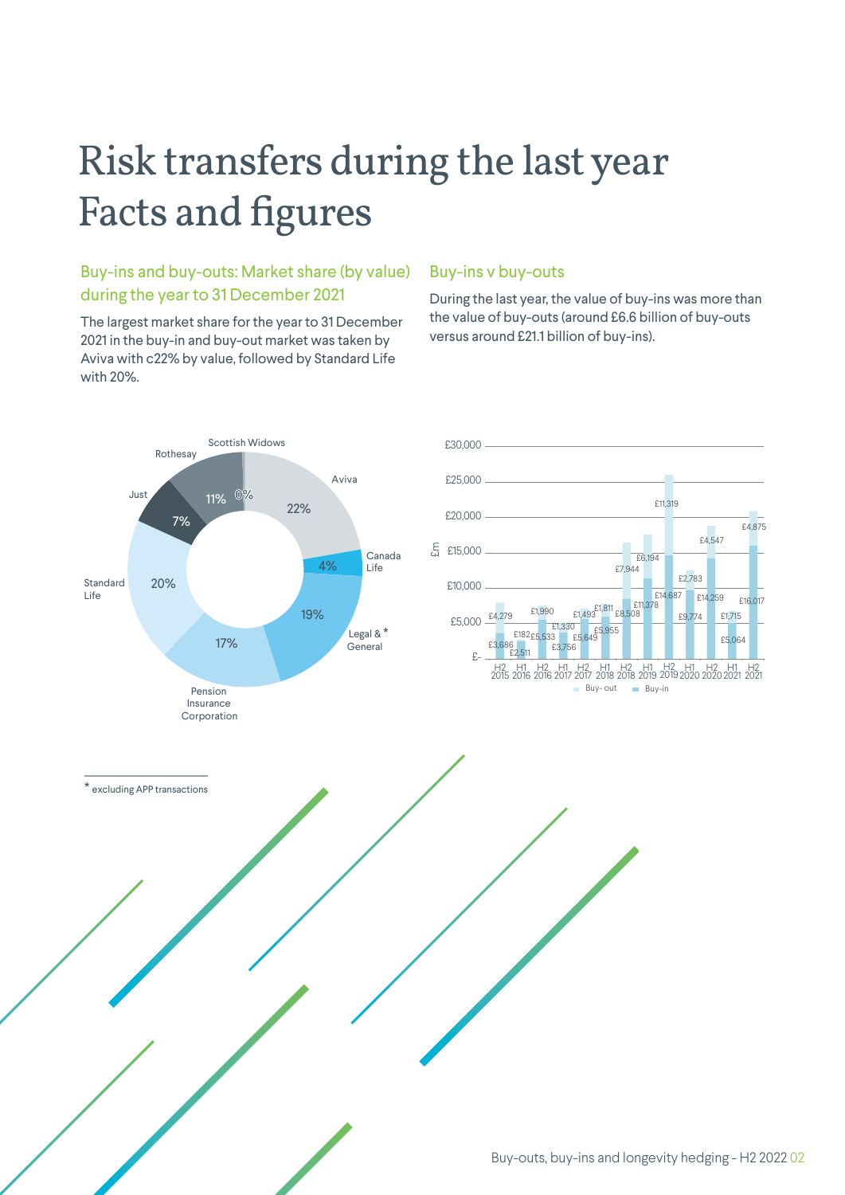# Risk transfers during the last year
# Facts and figures

## Buy-ins and buy-outs: Market share (by value) during the year to 31 December 2021

The largest market share for the year to 31 December 2021 in the buy-in and buy-out market was taken by Aviva with c22% by value, followed by Standard Life with 20%.

| Provider | Market share |
|---|---|
| Aviva | 22% |
| Canada Life | 4% |
| Legal & General* | 19% |
| Pension Insurance Corporation | 17% |
| Standard Life | 20% |
| Just | 7% |
| Rothesay | 11% |
| Scottish Widows | 0% |

## Buy-ins v buy-outs

During the last year, the value of buy-ins was more than the value of buy-outs (around £6.6 billion of buy-outs versus around £21.1 billion of buy-ins).

| Period | Buy-out (£m) | Buy-in (£m) |
|---|---|---|
| H2 2015 | £4,279 | £3,686 |
| H1 2016 | £182 | £2,511 |
| H2 2016 | £1,990 | £5,533 |
| H1 2017 | £1,330 | £3,756 |
| H2 2017 | £1,493 | £5,649 |
| H1 2018 | £1,811 | £5,955 |
| H2 2018 | £7,944 | £8,508 |
| H1 2019 | £6,194 | £11,378 |
| H2 2019 | £11,319 | £14,687 |
| H1 2020 | £2,783 | £9,774 |
| H2 2020 | £4,547 | £14,259 |
| H1 2021 | £1,715 | £5,064 |
| H2 2021 | £4,875 | £16,017 |

\* excluding APP transactions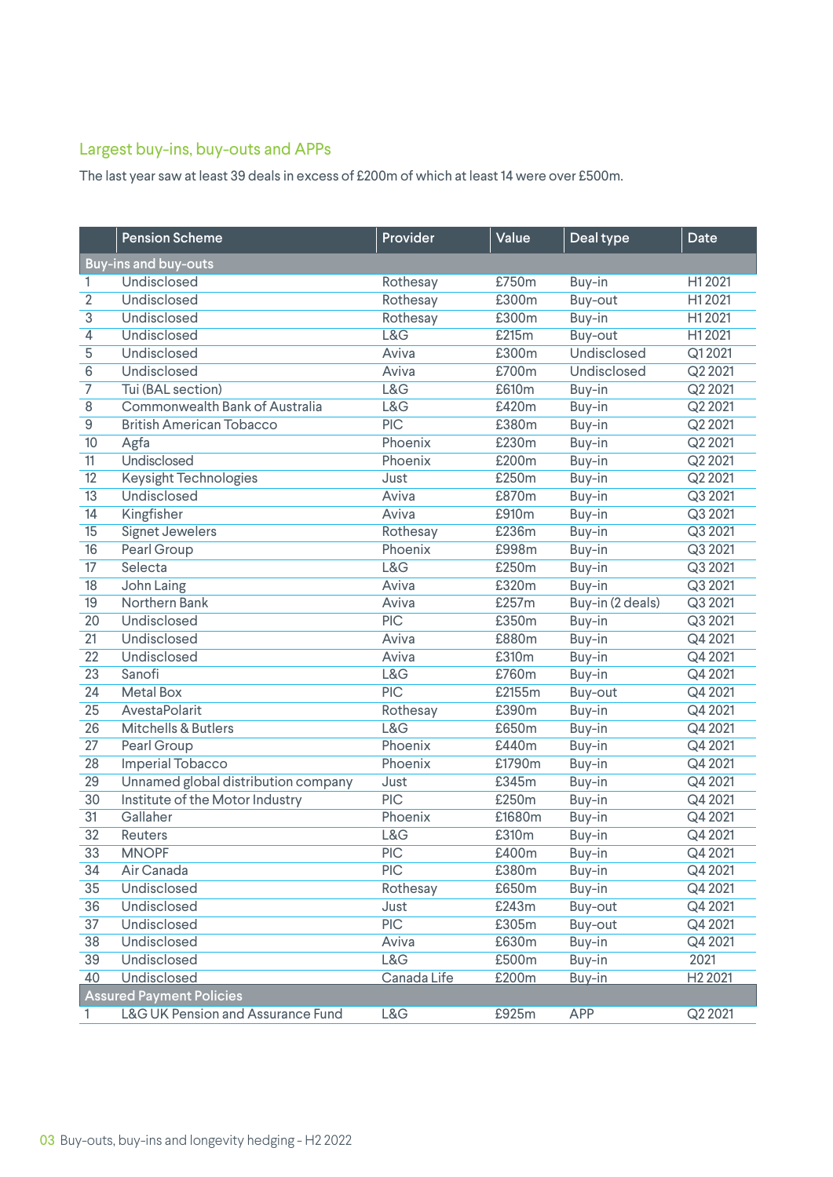## Largest buy-ins, buy-outs and APPs

The last year saw at least 39 deals in excess of £200m of which at least 14 were over £500m.

| | Pension Scheme | Provider | Value | Deal type | Date |
|---|---|---|---|---|---|
| **Buy-ins and buy-outs** | | | | | |
| 1 | Undisclosed | Rothesay | £750m | Buy-in | H1 2021 |
| 2 | Undisclosed | Rothesay | £300m | Buy-out | H1 2021 |
| 3 | Undisclosed | Rothesay | £300m | Buy-in | H1 2021 |
| 4 | Undisclosed | L&G | £215m | Buy-out | H1 2021 |
| 5 | Undisclosed | Aviva | £300m | Undisclosed | Q1 2021 |
| 6 | Undisclosed | Aviva | £700m | Undisclosed | Q2 2021 |
| 7 | Tui (BAL section) | L&G | £610m | Buy-in | Q2 2021 |
| 8 | Commonwealth Bank of Australia | L&G | £420m | Buy-in | Q2 2021 |
| 9 | British American Tobacco | PIC | £380m | Buy-in | Q2 2021 |
| 10 | Agfa | Phoenix | £230m | Buy-in | Q2 2021 |
| 11 | Undisclosed | Phoenix | £200m | Buy-in | Q2 2021 |
| 12 | Keysight Technologies | Just | £250m | Buy-in | Q2 2021 |
| 13 | Undisclosed | Aviva | £870m | Buy-in | Q3 2021 |
| 14 | Kingfisher | Aviva | £910m | Buy-in | Q3 2021 |
| 15 | Signet Jewelers | Rothesay | £236m | Buy-in | Q3 2021 |
| 16 | Pearl Group | Phoenix | £998m | Buy-in | Q3 2021 |
| 17 | Selecta | L&G | £250m | Buy-in | Q3 2021 |
| 18 | John Laing | Aviva | £320m | Buy-in | Q3 2021 |
| 19 | Northern Bank | Aviva | £257m | Buy-in (2 deals) | Q3 2021 |
| 20 | Undisclosed | PIC | £350m | Buy-in | Q3 2021 |
| 21 | Undisclosed | Aviva | £880m | Buy-in | Q4 2021 |
| 22 | Undisclosed | Aviva | £310m | Buy-in | Q4 2021 |
| 23 | Sanofi | L&G | £760m | Buy-in | Q4 2021 |
| 24 | Metal Box | PIC | £2155m | Buy-out | Q4 2021 |
| 25 | AvestaPolarit | Rothesay | £390m | Buy-in | Q4 2021 |
| 26 | Mitchells & Butlers | L&G | £650m | Buy-in | Q4 2021 |
| 27 | Pearl Group | Phoenix | £440m | Buy-in | Q4 2021 |
| 28 | Imperial Tobacco | Phoenix | £1790m | Buy-in | Q4 2021 |
| 29 | Unnamed global distribution company | Just | £345m | Buy-in | Q4 2021 |
| 30 | Institute of the Motor Industry | PIC | £250m | Buy-in | Q4 2021 |
| 31 | Gallaher | Phoenix | £1680m | Buy-in | Q4 2021 |
| 32 | Reuters | L&G | £310m | Buy-in | Q4 2021 |
| 33 | MNOPF | PIC | £400m | Buy-in | Q4 2021 |
| 34 | Air Canada | PIC | £380m | Buy-in | Q4 2021 |
| 35 | Undisclosed | Rothesay | £650m | Buy-in | Q4 2021 |
| 36 | Undisclosed | Just | £243m | Buy-out | Q4 2021 |
| 37 | Undisclosed | PIC | £305m | Buy-out | Q4 2021 |
| 38 | Undisclosed | Aviva | £630m | Buy-in | Q4 2021 |
| 39 | Undisclosed | L&G | £500m | Buy-in | 2021 |
| 40 | Undisclosed | Canada Life | £200m | Buy-in | H2 2021 |
| **Assured Payment Policies** | | | | | |
| 1 | L&G UK Pension and Assurance Fund | L&G | £925m | APP | Q2 2021 |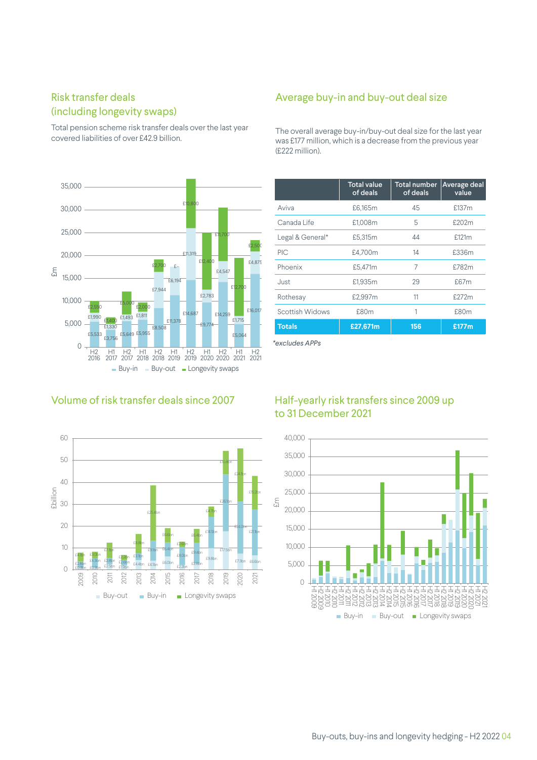## Risk transfer deals (including longevity swaps)

Total pension scheme risk transfer deals over the last year covered liabilities of over £42.9 billion.

## Average buy-in and buy-out deal size

The overall average buy-in/buy-out deal size for the last year was £177 million, which is a decrease from the previous year (£222 million).

| | Total value of deals | Total number of deals | Average deal value |
|---|---|---|---|
| Aviva | £6,165m | 45 | £137m |
| Canada Life | £1,008m | 5 | £202m |
| Legal & General* | £5,315m | 44 | £121m |
| PIC | £4,700m | 14 | £336m |
| Phoenix | £5,471m | 7 | £782m |
| Just | £1,935m | 29 | £67m |
| Rothesay | £2,997m | 11 | £272m |
| Scottish Widows | £80m | 1 | £80m |
| **Totals** | **£27,671m** | **156** | **£177m** |

*\*excludes APPs*

## Volume of risk transfer deals since 2007

## Half-yearly risk transfers since 2009 up to 31 December 2021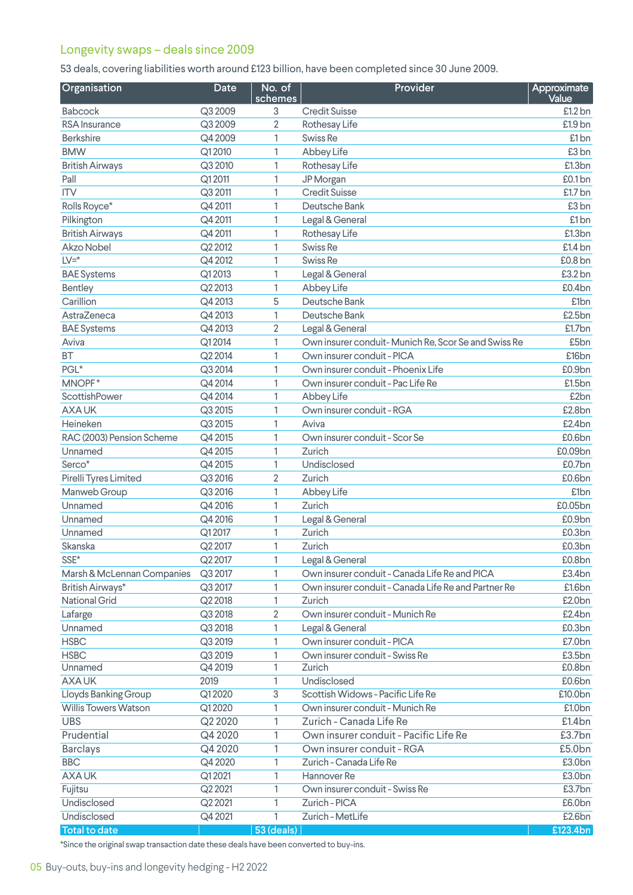## Longevity swaps – deals since 2009

53 deals, covering liabilities worth around £123 billion, have been completed since 30 June 2009.

| Organisation | Date | No. of schemes | Provider | Approximate Value |
|---|---|---|---|---|
| Babcock | Q3 2009 | 3 | Credit Suisse | £1.2 bn |
| RSA Insurance | Q3 2009 | 2 | Rothesay Life | £1.9 bn |
| Berkshire | Q4 2009 | 1 | Swiss Re | £1 bn |
| BMW | Q1 2010 | 1 | Abbey Life | £3 bn |
| British Airways | Q3 2010 | 1 | Rothesay Life | £1.3bn |
| Pall | Q1 2011 | 1 | JP Morgan | £0.1 bn |
| ITV | Q3 2011 | 1 | Credit Suisse | £1.7 bn |
| Rolls Royce* | Q4 2011 | 1 | Deutsche Bank | £3 bn |
| Pilkington | Q4 2011 | 1 | Legal & General | £1 bn |
| British Airways | Q4 2011 | 1 | Rothesay Life | £1.3bn |
| Akzo Nobel | Q2 2012 | 1 | Swiss Re | £1.4 bn |
| LV=* | Q4 2012 | 1 | Swiss Re | £0.8 bn |
| BAE Systems | Q1 2013 | 1 | Legal & General | £3.2 bn |
| Bentley | Q2 2013 | 1 | Abbey Life | £0.4bn |
| Carillion | Q4 2013 | 5 | Deutsche Bank | £1bn |
| AstraZeneca | Q4 2013 | 1 | Deutsche Bank | £2.5bn |
| BAE Systems | Q4 2013 | 2 | Legal & General | £1.7bn |
| Aviva | Q1 2014 | 1 | Own insurer conduit- Munich Re, Scor Se and Swiss Re | £5bn |
| BT | Q2 2014 | 1 | Own insurer conduit - PICA | £16bn |
| PGL* | Q3 2014 | 1 | Own insurer conduit - Phoenix Life | £0.9bn |
| MNOPF* | Q4 2014 | 1 | Own insurer conduit - Pac Life Re | £1.5bn |
| ScottishPower | Q4 2014 | 1 | Abbey Life | £2bn |
| AXA UK | Q3 2015 | 1 | Own insurer conduit - RGA | £2.8bn |
| Heineken | Q3 2015 | 1 | Aviva | £2.4bn |
| RAC (2003) Pension Scheme | Q4 2015 | 1 | Own insurer conduit - Scor Se | £0.6bn |
| Unnamed | Q4 2015 | 1 | Zurich | £0.09bn |
| Serco* | Q4 2015 | 1 | Undisclosed | £0.7bn |
| Pirelli Tyres Limited | Q3 2016 | 2 | Zurich | £0.6bn |
| Manweb Group | Q3 2016 | 1 | Abbey Life | £1bn |
| Unnamed | Q4 2016 | 1 | Zurich | £0.05bn |
| Unnamed | Q4 2016 | 1 | Legal & General | £0.9bn |
| Unnamed | Q1 2017 | 1 | Zurich | £0.3bn |
| Skanska | Q2 2017 | 1 | Zurich | £0.3bn |
| SSE* | Q2 2017 | 1 | Legal & General | £0.8bn |
| Marsh & McLennan Companies | Q3 2017 | 1 | Own insurer conduit - Canada Life Re and PICA | £3.4bn |
| British Airways* | Q3 2017 | 1 | Own insurer conduit - Canada Life Re and Partner Re | £1.6bn |
| National Grid | Q2 2018 | 1 | Zurich | £2.0bn |
| Lafarge | Q3 2018 | 2 | Own insurer conduit - Munich Re | £2.4bn |
| Unnamed | Q3 2018 | 1 | Legal & General | £0.3bn |
| HSBC | Q3 2019 | 1 | Own insurer conduit - PICA | £7.0bn |
| HSBC | Q3 2019 | 1 | Own insurer conduit - Swiss Re | £3.5bn |
| Unnamed | Q4 2019 | 1 | Zurich | £0.8bn |
| AXA UK | 2019 | 1 | Undisclosed | £0.6bn |
| Lloyds Banking Group | Q1 2020 | 3 | Scottish Widows - Pacific Life Re | £10.0bn |
| Willis Towers Watson | Q1 2020 | 1 | Own insurer conduit - Munich Re | £1.0bn |
| UBS | Q2 2020 | 1 | Zurich - Canada Life Re | £1.4bn |
| Prudential | Q4 2020 | 1 | Own insurer conduit - Pacific Life Re | £3.7bn |
| Barclays | Q4 2020 | 1 | Own insurer conduit - RGA | £5.0bn |
| BBC | Q4 2020 | 1 | Zurich - Canada Life Re | £3.0bn |
| AXA UK | Q1 2021 | 1 | Hannover Re | £3.0bn |
| Fujitsu | Q2 2021 | 1 | Own insurer conduit - Swiss Re | £3.7bn |
| Undisclosed | Q2 2021 | 1 | Zurich - PICA | £6.0bn |
| Undisclosed | Q4 2021 | 1 | Zurich - MetLife | £2.6bn |
| **Total to date** | | **53 (deals)** | | **£123.4bn** |

*Since the original swap transaction date these deals have been converted to buy-ins.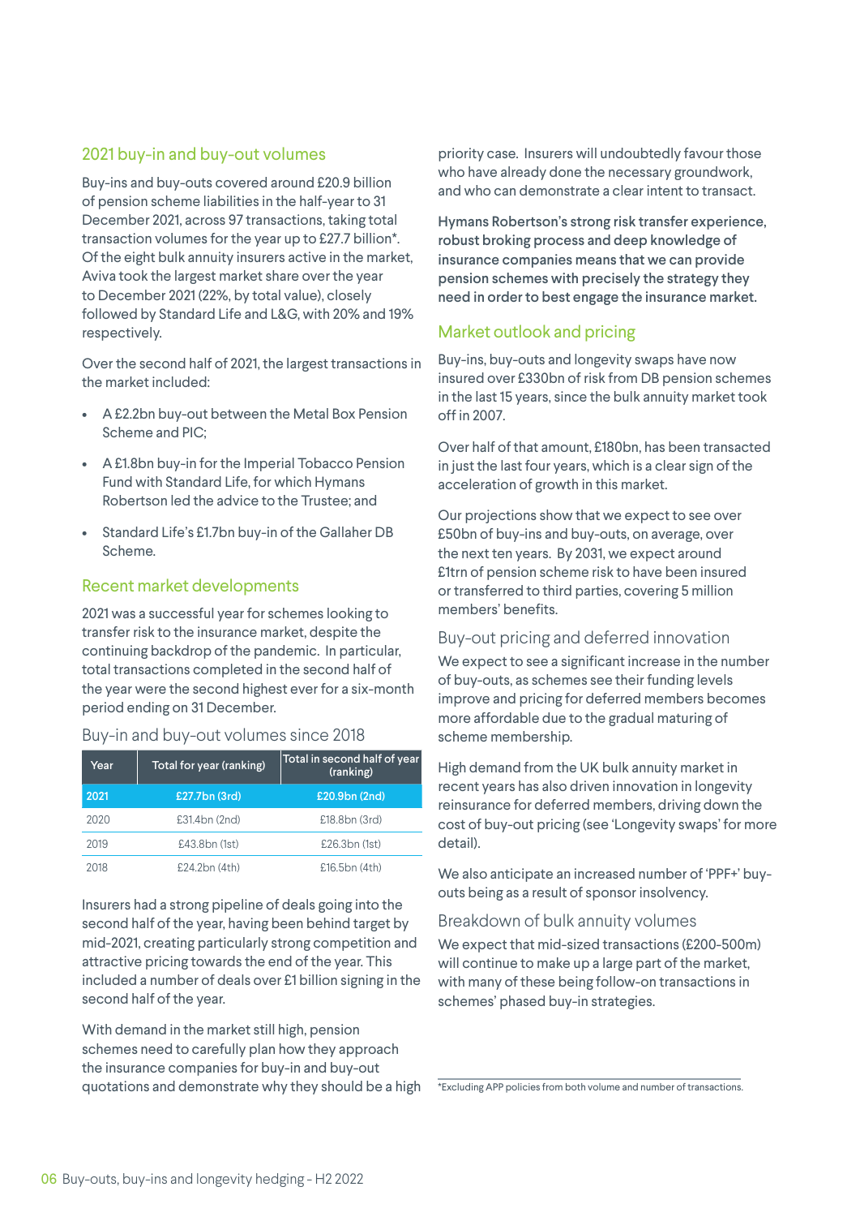## 2021 buy-in and buy-out volumes

Buy-ins and buy-outs covered around £20.9 billion of pension scheme liabilities in the half-year to 31 December 2021, across 97 transactions, taking total transaction volumes for the year up to £27.7 billion*. Of the eight bulk annuity insurers active in the market, Aviva took the largest market share over the year to December 2021 (22%, by total value), closely followed by Standard Life and L&G, with 20% and 19% respectively.

Over the second half of 2021, the largest transactions in the market included:

- A £2.2bn buy-out between the Metal Box Pension Scheme and PIC;
- A £1.8bn buy-in for the Imperial Tobacco Pension Fund with Standard Life, for which Hymans Robertson led the advice to the Trustee; and
- Standard Life's £1.7bn buy-in of the Gallaher DB Scheme.

## Recent market developments

2021 was a successful year for schemes looking to transfer risk to the insurance market, despite the continuing backdrop of the pandemic. In particular, total transactions completed in the second half of the year were the second highest ever for a six-month period ending on 31 December.

### Buy-in and buy-out volumes since 2018

| Year | Total for year (ranking) | Total in second half of year (ranking) |
|---|---|---|
| 2021 | £27.7bn (3rd) | £20.9bn (2nd) |
| 2020 | £31.4bn (2nd) | £18.8bn (3rd) |
| 2019 | £43.8bn (1st) | £26.3bn (1st) |
| 2018 | £24.2bn (4th) | £16.5bn (4th) |

Insurers had a strong pipeline of deals going into the second half of the year, having been behind target by mid-2021, creating particularly strong competition and attractive pricing towards the end of the year. This included a number of deals over £1 billion signing in the second half of the year.

With demand in the market still high, pension schemes need to carefully plan how they approach the insurance companies for buy-in and buy-out quotations and demonstrate why they should be a high priority case. Insurers will undoubtedly favour those who have already done the necessary groundwork, and who can demonstrate a clear intent to transact.

**Hymans Robertson's strong risk transfer experience, robust broking process and deep knowledge of insurance companies means that we can provide pension schemes with precisely the strategy they need in order to best engage the insurance market.**

## Market outlook and pricing

Buy-ins, buy-outs and longevity swaps have now insured over £330bn of risk from DB pension schemes in the last 15 years, since the bulk annuity market took off in 2007.

Over half of that amount, £180bn, has been transacted in just the last four years, which is a clear sign of the acceleration of growth in this market.

Our projections show that we expect to see over £50bn of buy-ins and buy-outs, on average, over the next ten years. By 2031, we expect around £1trn of pension scheme risk to have been insured or transferred to third parties, covering 5 million members' benefits.

### Buy-out pricing and deferred innovation

We expect to see a significant increase in the number of buy-outs, as schemes see their funding levels improve and pricing for deferred members becomes more affordable due to the gradual maturing of scheme membership.

High demand from the UK bulk annuity market in recent years has also driven innovation in longevity reinsurance for deferred members, driving down the cost of buy-out pricing (see 'Longevity swaps' for more detail).

We also anticipate an increased number of 'PPF+' buy-outs being as a result of sponsor insolvency.

### Breakdown of bulk annuity volumes

We expect that mid-sized transactions (£200-500m) will continue to make up a large part of the market, with many of these being follow-on transactions in schemes' phased buy-in strategies.

*Excluding APP policies from both volume and number of transactions.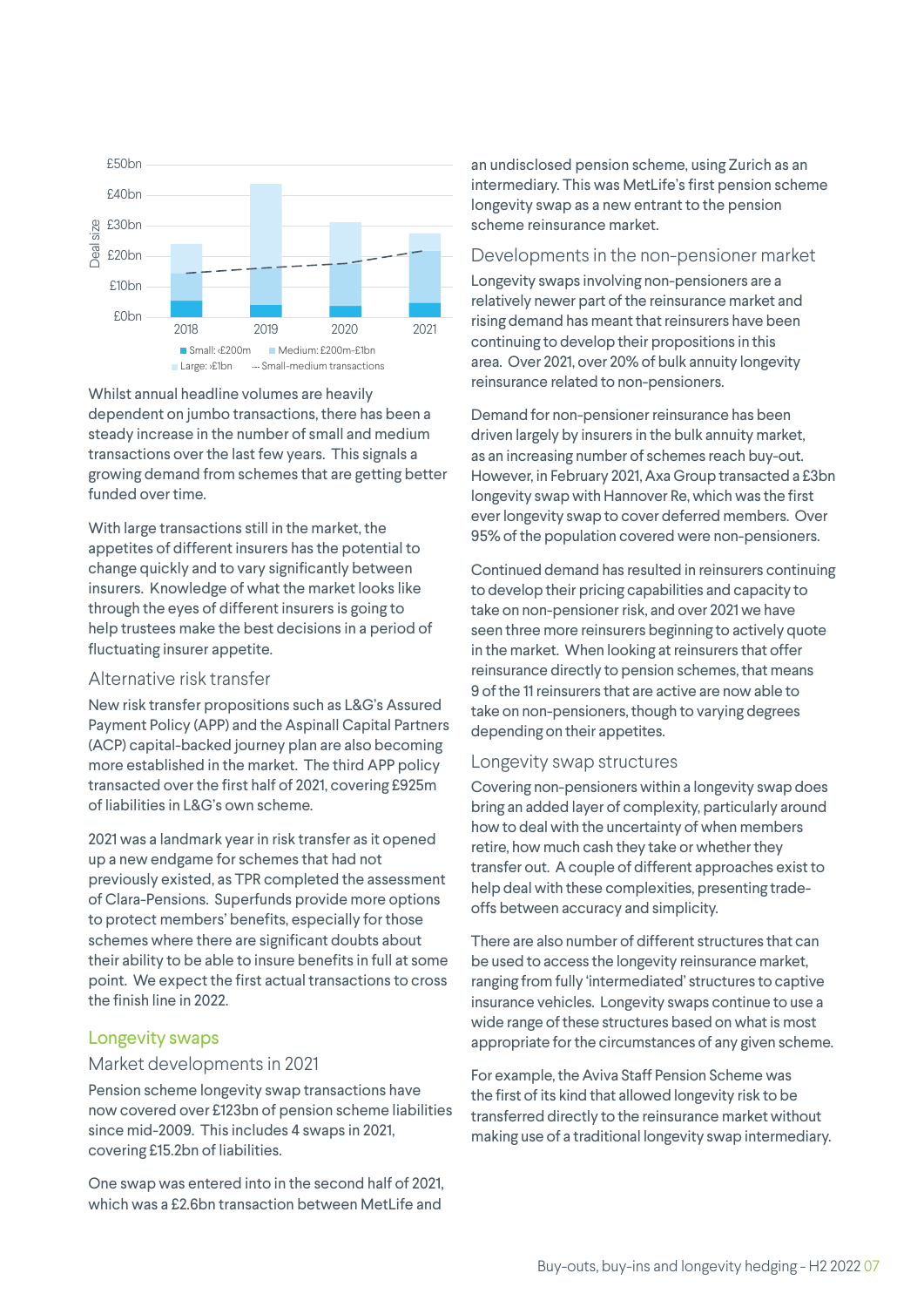Deal size: £0bn – £50bn (2018, 2019, 2020, 2021)

Small: <£200m | Medium: £200m-£1bn | Large: >£1bn | Small-medium transactions

Whilst annual headline volumes are heavily dependent on jumbo transactions, there has been a steady increase in the number of small and medium transactions over the last few years. This signals a growing demand from schemes that are getting better funded over time.

With large transactions still in the market, the appetites of different insurers has the potential to change quickly and to vary significantly between insurers. Knowledge of what the market looks like through the eyes of different insurers is going to help trustees make the best decisions in a period of fluctuating insurer appetite.

### Alternative risk transfer

New risk transfer propositions such as L&G's Assured Payment Policy (APP) and the Aspinall Capital Partners (ACP) capital-backed journey plan are also becoming more established in the market. The third APP policy transacted over the first half of 2021, covering £925m of liabilities in L&G's own scheme.

2021 was a landmark year in risk transfer as it opened up a new endgame for schemes that had not previously existed, as TPR completed the assessment of Clara-Pensions. Superfunds provide more options to protect members' benefits, especially for those schemes where there are significant doubts about their ability to be able to insure benefits in full at some point. We expect the first actual transactions to cross the finish line in 2022.

## Longevity swaps

### Market developments in 2021

Pension scheme longevity swap transactions have now covered over £123bn of pension scheme liabilities since mid-2009. This includes 4 swaps in 2021, covering £15.2bn of liabilities.

One swap was entered into in the second half of 2021, which was a £2.6bn transaction between MetLife and an undisclosed pension scheme, using Zurich as an intermediary. This was MetLife's first pension scheme longevity swap as a new entrant to the pension scheme reinsurance market.

### Developments in the non-pensioner market

Longevity swaps involving non-pensioners are a relatively newer part of the reinsurance market and rising demand has meant that reinsurers have been continuing to develop their propositions in this area. Over 2021, over 20% of bulk annuity longevity reinsurance related to non-pensioners.

Demand for non-pensioner reinsurance has been driven largely by insurers in the bulk annuity market, as an increasing number of schemes reach buy-out. However, in February 2021, Axa Group transacted a £3bn longevity swap with Hannover Re, which was the first ever longevity swap to cover deferred members. Over 95% of the population covered were non-pensioners.

Continued demand has resulted in reinsurers continuing to develop their pricing capabilities and capacity to take on non-pensioner risk, and over 2021 we have seen three more reinsurers beginning to actively quote in the market. When looking at reinsurers that offer reinsurance directly to pension schemes, that means 9 of the 11 reinsurers that are active are now able to take on non-pensioners, though to varying degrees depending on their appetites.

### Longevity swap structures

Covering non-pensioners within a longevity swap does bring an added layer of complexity, particularly around how to deal with the uncertainty of when members retire, how much cash they take or whether they transfer out. A couple of different approaches exist to help deal with these complexities, presenting trade-offs between accuracy and simplicity.

There are also number of different structures that can be used to access the longevity reinsurance market, ranging from fully 'intermediated' structures to captive insurance vehicles. Longevity swaps continue to use a wide range of these structures based on what is most appropriate for the circumstances of any given scheme.

For example, the Aviva Staff Pension Scheme was the first of its kind that allowed longevity risk to be transferred directly to the reinsurance market without making use of a traditional longevity swap intermediary.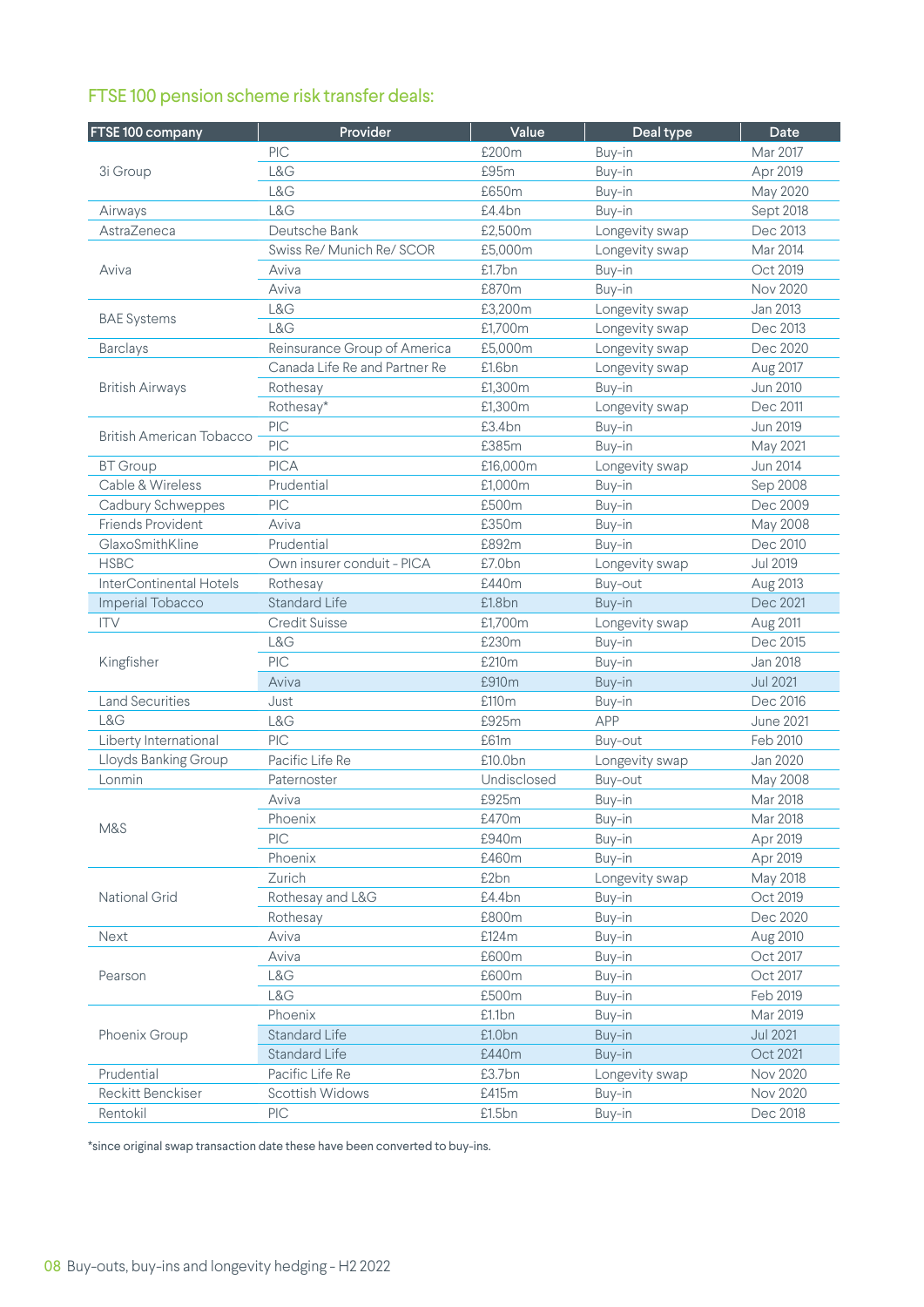## FTSE 100 pension scheme risk transfer deals:

| FTSE 100 company | Provider | Value | Deal type | Date |
|---|---|---|---|---|
| 3i Group | PIC | £200m | Buy-in | Mar 2017 |
| | L&G | £95m | Buy-in | Apr 2019 |
| | L&G | £650m | Buy-in | May 2020 |
| Airways | L&G | £4.4bn | Buy-in | Sept 2018 |
| AstraZeneca | Deutsche Bank | £2,500m | Longevity swap | Dec 2013 |
| Aviva | Swiss Re/ Munich Re/ SCOR | £5,000m | Longevity swap | Mar 2014 |
| | Aviva | £1.7bn | Buy-in | Oct 2019 |
| | Aviva | £870m | Buy-in | Nov 2020 |
| BAE Systems | L&G | £3,200m | Longevity swap | Jan 2013 |
| | L&G | £1,700m | Longevity swap | Dec 2013 |
| Barclays | Reinsurance Group of America | £5,000m | Longevity swap | Dec 2020 |
| British Airways | Canada Life Re and Partner Re | £1.6bn | Longevity swap | Aug 2017 |
| | Rothesay | £1,300m | Buy-in | Jun 2010 |
| | Rothesay* | £1,300m | Longevity swap | Dec 2011 |
| British American Tobacco | PIC | £3.4bn | Buy-in | Jun 2019 |
| | PIC | £385m | Buy-in | May 2021 |
| BT Group | PICA | £16,000m | Longevity swap | Jun 2014 |
| Cable & Wireless | Prudential | £1,000m | Buy-in | Sep 2008 |
| Cadbury Schweppes | PIC | £500m | Buy-in | Dec 2009 |
| Friends Provident | Aviva | £350m | Buy-in | May 2008 |
| GlaxoSmithKline | Prudential | £892m | Buy-in | Dec 2010 |
| HSBC | Own insurer conduit - PICA | £7.0bn | Longevity swap | Jul 2019 |
| InterContinental Hotels | Rothesay | £440m | Buy-out | Aug 2013 |
| Imperial Tobacco | Standard Life | £1.8bn | Buy-in | Dec 2021 |
| ITV | Credit Suisse | £1,700m | Longevity swap | Aug 2011 |
| Kingfisher | L&G | £230m | Buy-in | Dec 2015 |
| | PIC | £210m | Buy-in | Jan 2018 |
| | Aviva | £910m | Buy-in | Jul 2021 |
| Land Securities | Just | £110m | Buy-in | Dec 2016 |
| L&G | L&G | £925m | APP | June 2021 |
| Liberty International | PIC | £61m | Buy-out | Feb 2010 |
| Lloyds Banking Group | Pacific Life Re | £10.0bn | Longevity swap | Jan 2020 |
| Lonmin | Paternoster | Undisclosed | Buy-out | May 2008 |
| M&S | Aviva | £925m | Buy-in | Mar 2018 |
| | Phoenix | £470m | Buy-in | Mar 2018 |
| | PIC | £940m | Buy-in | Apr 2019 |
| | Phoenix | £460m | Buy-in | Apr 2019 |
| National Grid | Zurich | £2bn | Longevity swap | May 2018 |
| | Rothesay and L&G | £4.4bn | Buy-in | Oct 2019 |
| | Rothesay | £800m | Buy-in | Dec 2020 |
| Next | Aviva | £124m | Buy-in | Aug 2010 |
| Pearson | Aviva | £600m | Buy-in | Oct 2017 |
| | L&G | £600m | Buy-in | Oct 2017 |
| | L&G | £500m | Buy-in | Feb 2019 |
| Phoenix Group | Phoenix | £1.1bn | Buy-in | Mar 2019 |
| | Standard Life | £1.0bn | Buy-in | Jul 2021 |
| | Standard Life | £440m | Buy-in | Oct 2021 |
| Prudential | Pacific Life Re | £3.7bn | Longevity swap | Nov 2020 |
| Reckitt Benckiser | Scottish Widows | £415m | Buy-in | Nov 2020 |
| Rentokil | PIC | £1.5bn | Buy-in | Dec 2018 |

*since original swap transaction date these have been converted to buy-ins.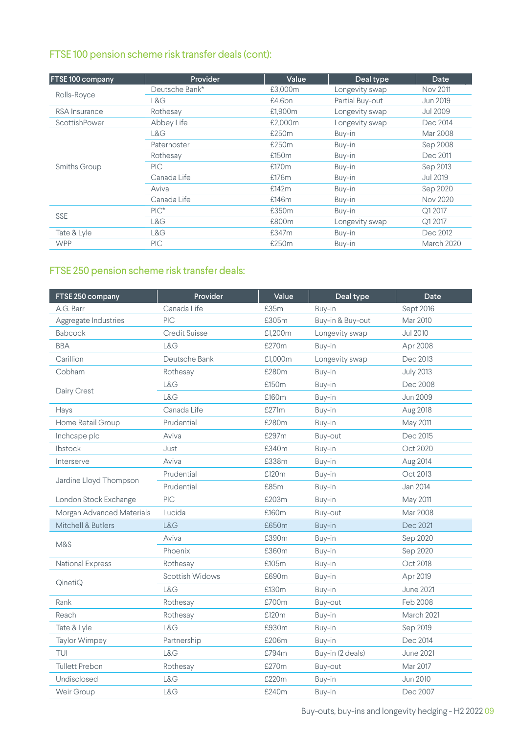## FTSE 100 pension scheme risk transfer deals (cont):

| FTSE 100 company | Provider | Value | Deal type | Date |
|---|---|---|---|---|
| Rolls-Royce | Deutsche Bank* | £3,000m | Longevity swap | Nov 2011 |
| | L&G | £4.6bn | Partial Buy-out | Jun 2019 |
| RSA Insurance | Rothesay | £1,900m | Longevity swap | Jul 2009 |
| ScottishPower | Abbey Life | £2,000m | Longevity swap | Dec 2014 |
| Smiths Group | L&G | £250m | Buy-in | Mar 2008 |
| | Paternoster | £250m | Buy-in | Sep 2008 |
| | Rothesay | £150m | Buy-in | Dec 2011 |
| | PIC | £170m | Buy-in | Sep 2013 |
| | Canada Life | £176m | Buy-in | Jul 2019 |
| | Aviva | £142m | Buy-in | Sep 2020 |
| | Canada Life | £146m | Buy-in | Nov 2020 |
| SSE | PIC* | £350m | Buy-in | Q1 2017 |
| | L&G | £800m | Longevity swap | Q1 2017 |
| Tate & Lyle | L&G | £347m | Buy-in | Dec 2012 |
| WPP | PIC | £250m | Buy-in | March 2020 |

## FTSE 250 pension scheme risk transfer deals:

| FTSE 250 company | Provider | Value | Deal type | Date |
|---|---|---|---|---|
| A.G. Barr | Canada Life | £35m | Buy-in | Sept 2016 |
| Aggregate Industries | PIC | £305m | Buy-in & Buy-out | Mar 2010 |
| Babcock | Credit Suisse | £1,200m | Longevity swap | Jul 2010 |
| BBA | L&G | £270m | Buy-in | Apr 2008 |
| Carillion | Deutsche Bank | £1,000m | Longevity swap | Dec 2013 |
| Cobham | Rothesay | £280m | Buy-in | July 2013 |
| Dairy Crest | L&G | £150m | Buy-in | Dec 2008 |
| | L&G | £160m | Buy-in | Jun 2009 |
| Hays | Canada Life | £271m | Buy-in | Aug 2018 |
| Home Retail Group | Prudential | £280m | Buy-in | May 2011 |
| Inchcape plc | Aviva | £297m | Buy-out | Dec 2015 |
| Ibstock | Just | £340m | Buy-in | Oct 2020 |
| Interserve | Aviva | £338m | Buy-in | Aug 2014 |
| Jardine Lloyd Thompson | Prudential | £120m | Buy-in | Oct 2013 |
| | Prudential | £85m | Buy-in | Jan 2014 |
| London Stock Exchange | PIC | £203m | Buy-in | May 2011 |
| Morgan Advanced Materials | Lucida | £160m | Buy-out | Mar 2008 |
| Mitchell & Butlers | L&G | £650m | Buy-in | Dec 2021 |
| M&S | Aviva | £390m | Buy-in | Sep 2020 |
| | Phoenix | £360m | Buy-in | Sep 2020 |
| National Express | Rothesay | £105m | Buy-in | Oct 2018 |
| QinetiQ | Scottish Widows | £690m | Buy-in | Apr 2019 |
| | L&G | £130m | Buy-in | June 2021 |
| Rank | Rothesay | £700m | Buy-out | Feb 2008 |
| Reach | Rothesay | £120m | Buy-in | March 2021 |
| Tate & Lyle | L&G | £930m | Buy-in | Sep 2019 |
| Taylor Wimpey | Partnership | £206m | Buy-in | Dec 2014 |
| TUI | L&G | £794m | Buy-in (2 deals) | June 2021 |
| Tullett Prebon | Rothesay | £270m | Buy-out | Mar 2017 |
| Undisclosed | L&G | £220m | Buy-in | Jun 2010 |
| Weir Group | L&G | £240m | Buy-in | Dec 2007 |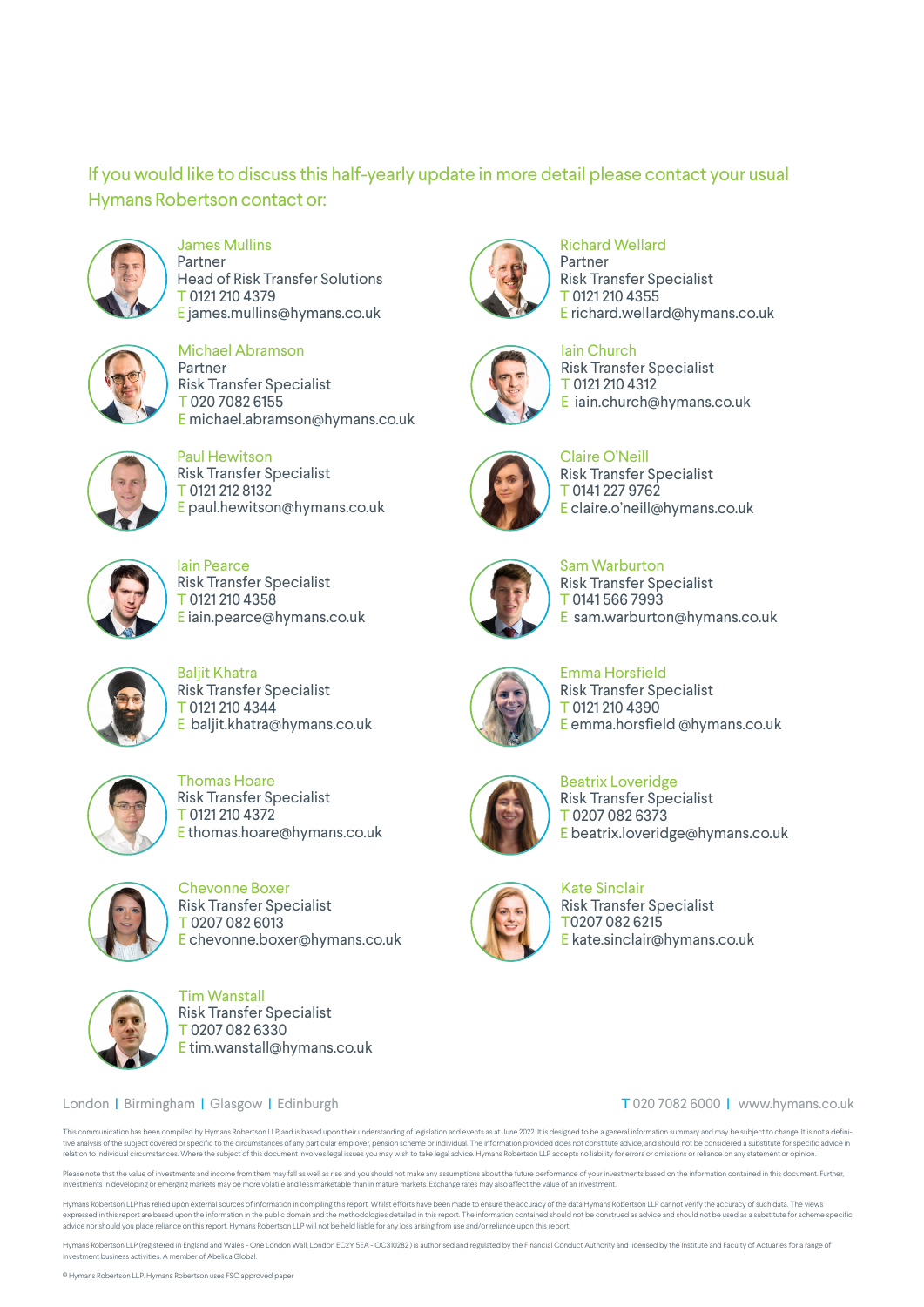If you would like to discuss this half-yearly update in more detail please contact your usual Hymans Robertson contact or:

**James Mullins**
Partner
Head of Risk Transfer Solutions
T 0121 210 4379
E james.mullins@hymans.co.uk

**Michael Abramson**
Partner
Risk Transfer Specialist
T 020 7082 6155
E michael.abramson@hymans.co.uk

**Paul Hewitson**
Risk Transfer Specialist
T 0121 212 8132
E paul.hewitson@hymans.co.uk

**Iain Pearce**
Risk Transfer Specialist
T 0121 210 4358
E iain.pearce@hymans.co.uk

**Baljit Khatra**
Risk Transfer Specialist
T 0121 210 4344
E baljit.khatra@hymans.co.uk

**Thomas Hoare**
Risk Transfer Specialist
T 0121 210 4372
E thomas.hoare@hymans.co.uk

**Chevonne Boxer**
Risk Transfer Specialist
T 0207 082 6013
E chevonne.boxer@hymans.co.uk

**Tim Wanstall**
Risk Transfer Specialist
T 0207 082 6330
E tim.wanstall@hymans.co.uk

**Richard Wellard**
Partner
Risk Transfer Specialist
T 0121 210 4355
E richard.wellard@hymans.co.uk

**Iain Church**
Risk Transfer Specialist
T 0121 210 4312
E iain.church@hymans.co.uk

**Claire O'Neill**
Risk Transfer Specialist
T 0141 227 9762
E claire.o'neill@hymans.co.uk

**Sam Warburton**
Risk Transfer Specialist
T 0141 566 7993
E sam.warburton@hymans.co.uk

**Emma Horsfield**
Risk Transfer Specialist
T 0121 210 4390
E emma.horsfield @hymans.co.uk

**Beatrix Loveridge**
Risk Transfer Specialist
T 0207 082 6373
E beatrix.loveridge@hymans.co.uk

**Kate Sinclair**
Risk Transfer Specialist
T0207 082 6215
E kate.sinclair@hymans.co.uk

London | Birmingham | Glasgow | Edinburgh

T 020 7082 6000 | www.hymans.co.uk

This communication has been compiled by Hymans Robertson LLP, and is based upon their understanding of legislation and events as at June 2022. It is designed to be a general information summary and may be subject to change. It is not a definitive analysis of the subject covered or specific to the circumstances of any particular employer, pension scheme or individual. The information provided does not constitute advice, and should not be considered a substitute for specific advice in relation to individual circumstances. Where the subject of this document involves legal issues you may wish to take legal advice. Hymans Robertson LLP accepts no liability for errors or omissions or reliance on any statement or opinion.

Please note that the value of investments and income from them may fall as well as rise and you should not make any assumptions about the future performance of your investments based on the information contained in this document. Further, investments in developing or emerging markets may be more volatile and less marketable than in mature markets. Exchange rates may also affect the value of an investment.

Hymans Robertson LLP has relied upon external sources of information in compiling this report. Whilst efforts have been made to ensure the accuracy of the data Hymans Robertson LLP cannot verify the accuracy of such data. The views expressed in this report are based upon the information in the public domain and the methodologies detailed in this report. The information contained should not be construed as advice and should not be used as a substitute for scheme specific advice nor should you place reliance on this report. Hymans Robertson LLP will not be held liable for any loss arising from use and/or reliance upon this report.

Hymans Robertson LLP (registered in England and Wales - One London Wall, London EC2Y 5EA - OC310282) is authorised and regulated by the Financial Conduct Authority and licensed by the Institute and Faculty of Actuaries for a range of investment business activities. A member of Abelica Global.

© Hymans Robertson LLP. Hymans Robertson uses FSC approved paper